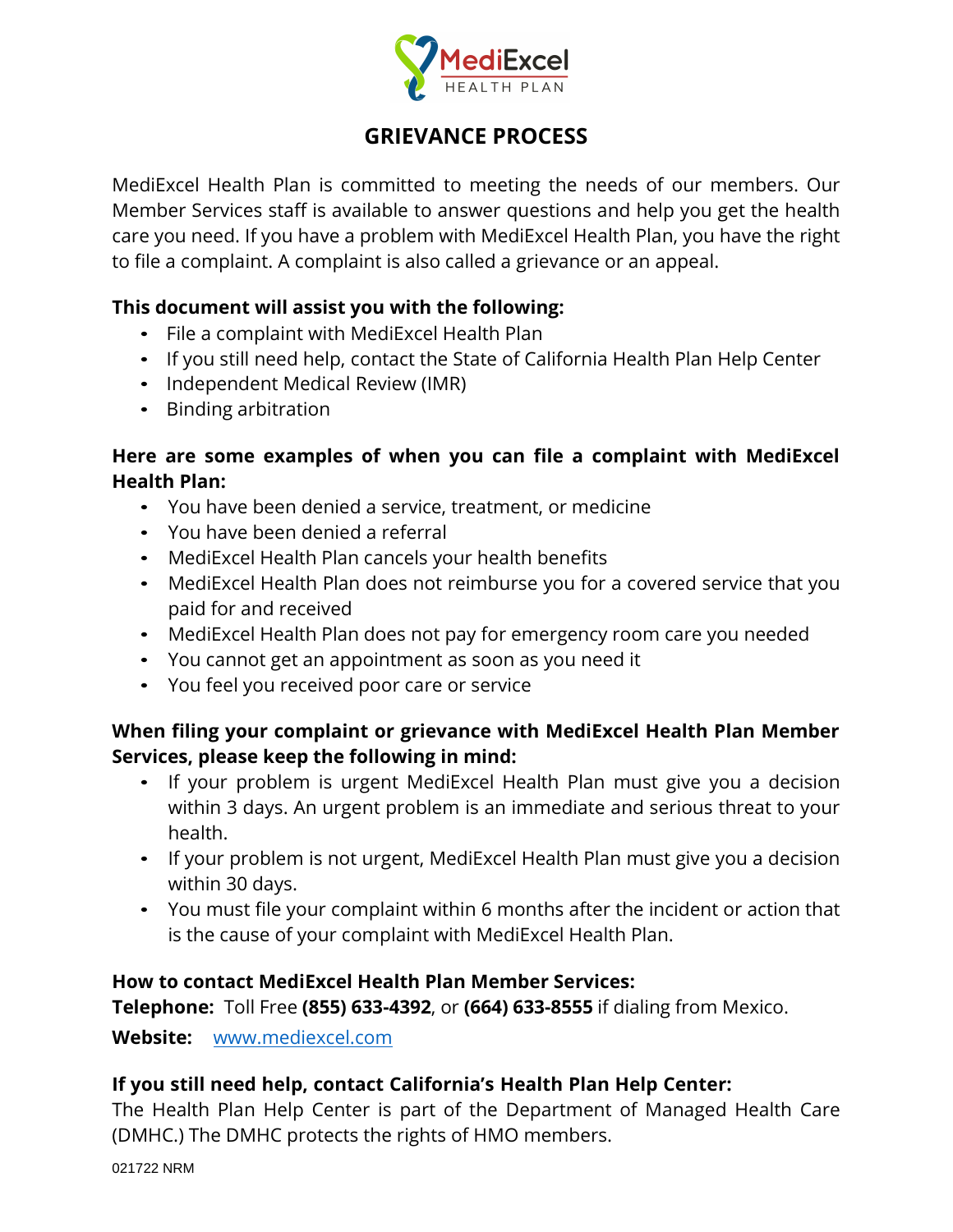MediExcel HEALTH PLAN

# GRIEVANCE PROCESS

MediExcel Health Plan is committed to meeting the needs of our members. Our Member Services staff is available to answer questions and help you get the health care you need. If you have a problem with MediExcel Health Plan, you have the right to file a complaint. A complaint is also called a grievance or an appeal.

**This document will assist you with the following:**

- File a complaint with MediExcel Health Plan
- If you still need help, contact the State of California Health Plan Help Center
- Independent Medical Review (IMR)
- Binding arbitration

**Here are some examples of when you can file a complaint with MediExcel Health Plan:**

- You have been denied a service, treatment, or medicine
- You have been denied a referral
- MediExcel Health Plan cancels your health benefits
- MediExcel Health Plan does not reimburse you for a covered service that you paid for and received
- MediExcel Health Plan does not pay for emergency room care you needed
- You cannot get an appointment as soon as you need it
- You feel you received poor care or service

**When filing your complaint or grievance with MediExcel Health Plan Member Services, please keep the following in mind:**

- If your problem is urgent MediExcel Health Plan must give you a decision within 3 days. An urgent problem is an immediate and serious threat to your health.
- If your problem is not urgent, MediExcel Health Plan must give you a decision within 30 days.
- You must file your complaint within 6 months after the incident or action that is the cause of your complaint with MediExcel Health Plan.

**How to contact MediExcel Health Plan Member Services:**
**Telephone:** Toll Free **(855) 633-4392**, or **(664) 633-8555** if dialing from Mexico.
**Website:** www.mediexcel.com

**If you still need help, contact California's Health Plan Help Center:**
The Health Plan Help Center is part of the Department of Managed Health Care (DMHC.) The DMHC protects the rights of HMO members.

021722 NRM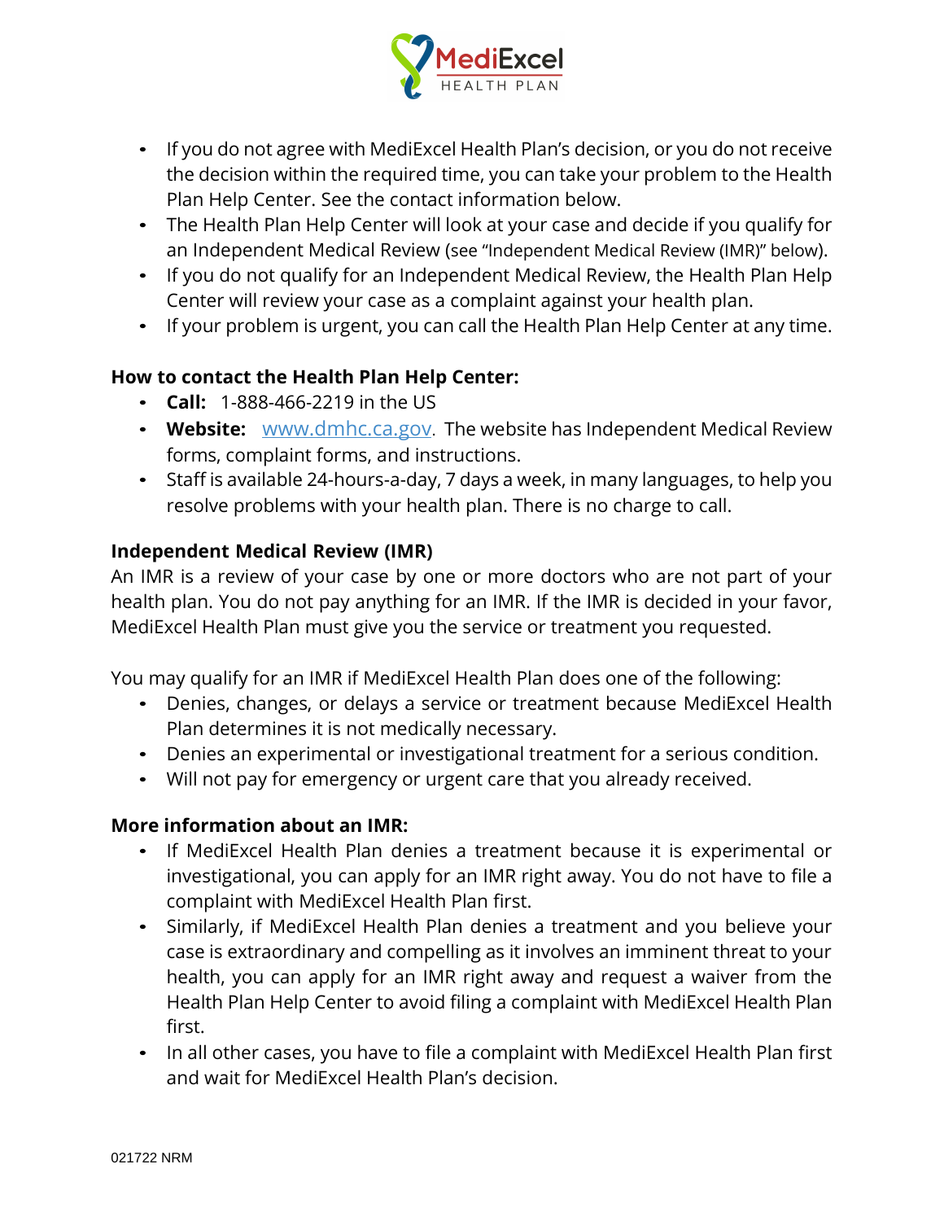- If you do not agree with MediExcel Health Plan's decision, or you do not receive the decision within the required time, you can take your problem to the Health Plan Help Center. See the contact information below.
- The Health Plan Help Center will look at your case and decide if you qualify for an Independent Medical Review (see "Independent Medical Review (IMR)" below).
- If you do not qualify for an Independent Medical Review, the Health Plan Help Center will review your case as a complaint against your health plan.
- If your problem is urgent, you can call the Health Plan Help Center at any time.

**How to contact the Health Plan Help Center:**

- **Call:** 1-888-466-2219 in the US
- **Website:** [www.dmhc.ca.gov](http://www.dmhc.ca.gov). The website has Independent Medical Review forms, complaint forms, and instructions.
- Staff is available 24-hours-a-day, 7 days a week, in many languages, to help you resolve problems with your health plan. There is no charge to call.

**Independent Medical Review (IMR)**

An IMR is a review of your case by one or more doctors who are not part of your health plan. You do not pay anything for an IMR. If the IMR is decided in your favor, MediExcel Health Plan must give you the service or treatment you requested.

You may qualify for an IMR if MediExcel Health Plan does one of the following:

- Denies, changes, or delays a service or treatment because MediExcel Health Plan determines it is not medically necessary.
- Denies an experimental or investigational treatment for a serious condition.
- Will not pay for emergency or urgent care that you already received.

**More information about an IMR:**

- If MediExcel Health Plan denies a treatment because it is experimental or investigational, you can apply for an IMR right away. You do not have to file a complaint with MediExcel Health Plan first.
- Similarly, if MediExcel Health Plan denies a treatment and you believe your case is extraordinary and compelling as it involves an imminent threat to your health, you can apply for an IMR right away and request a waiver from the Health Plan Help Center to avoid filing a complaint with MediExcel Health Plan first.
- In all other cases, you have to file a complaint with MediExcel Health Plan first and wait for MediExcel Health Plan's decision.

021722 NRM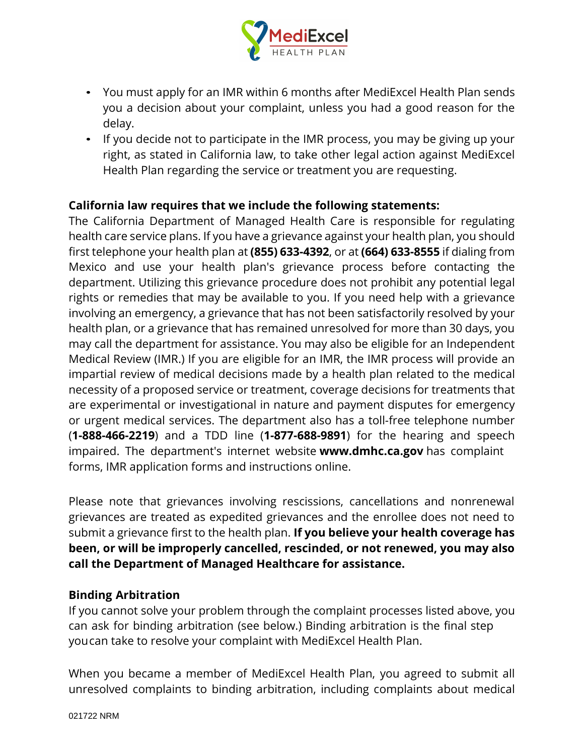- You must apply for an IMR within 6 months after MediExcel Health Plan sends you a decision about your complaint, unless you had a good reason for the delay.
- If you decide not to participate in the IMR process, you may be giving up your right, as stated in California law, to take other legal action against MediExcel Health Plan regarding the service or treatment you are requesting.

**California law requires that we include the following statements:**
The California Department of Managed Health Care is responsible for regulating health care service plans. If you have a grievance against your health plan, you should first telephone your health plan at **(855) 633-4392**, or at **(664) 633-8555** if dialing from Mexico and use your health plan's grievance process before contacting the department. Utilizing this grievance procedure does not prohibit any potential legal rights or remedies that may be available to you. If you need help with a grievance involving an emergency, a grievance that has not been satisfactorily resolved by your health plan, or a grievance that has remained unresolved for more than 30 days, you may call the department for assistance. You may also be eligible for an Independent Medical Review (IMR.) If you are eligible for an IMR, the IMR process will provide an impartial review of medical decisions made by a health plan related to the medical necessity of a proposed service or treatment, coverage decisions for treatments that are experimental or investigational in nature and payment disputes for emergency or urgent medical services. The department also has a toll-free telephone number (**1-888-466-2219**) and a TDD line (**1-877-688-9891**) for the hearing and speech impaired. The department's internet website **www.dmhc.ca.gov** has complaint forms, IMR application forms and instructions online.

Please note that grievances involving rescissions, cancellations and nonrenewal grievances are treated as expedited grievances and the enrollee does not need to submit a grievance first to the health plan. **If you believe your health coverage has been, or will be improperly cancelled, rescinded, or not renewed, you may also call the Department of Managed Healthcare for assistance.**

**Binding Arbitration**
If you cannot solve your problem through the complaint processes listed above, you can ask for binding arbitration (see below.) Binding arbitration is the final step youcan take to resolve your complaint with MediExcel Health Plan.

When you became a member of MediExcel Health Plan, you agreed to submit all unresolved complaints to binding arbitration, including complaints about medical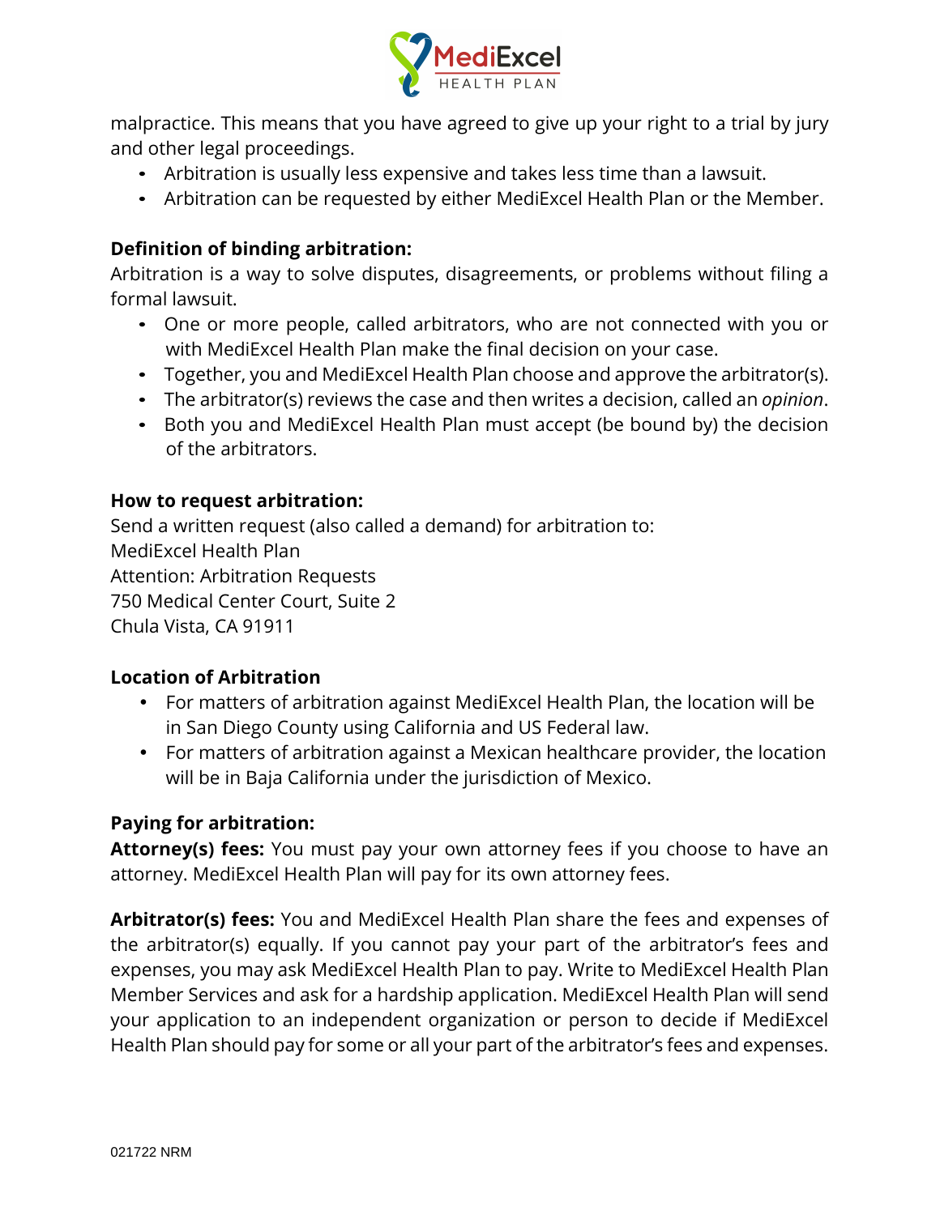malpractice. This means that you have agreed to give up your right to a trial by jury and other legal proceedings.

- Arbitration is usually less expensive and takes less time than a lawsuit.
- Arbitration can be requested by either MediExcel Health Plan or the Member.

**Definition of binding arbitration:**

Arbitration is a way to solve disputes, disagreements, or problems without filing a formal lawsuit.

- One or more people, called arbitrators, who are not connected with you or with MediExcel Health Plan make the final decision on your case.
- Together, you and MediExcel Health Plan choose and approve the arbitrator(s).
- The arbitrator(s) reviews the case and then writes a decision, called an *opinion*.
- Both you and MediExcel Health Plan must accept (be bound by) the decision of the arbitrators.

**How to request arbitration:**

Send a written request (also called a demand) for arbitration to:

MediExcel Health Plan
Attention: Arbitration Requests
750 Medical Center Court, Suite 2
Chula Vista, CA 91911

**Location of Arbitration**

- For matters of arbitration against MediExcel Health Plan, the location will be in San Diego County using California and US Federal law.
- For matters of arbitration against a Mexican healthcare provider, the location will be in Baja California under the jurisdiction of Mexico.

**Paying for arbitration:**

**Attorney(s) fees:** You must pay your own attorney fees if you choose to have an attorney. MediExcel Health Plan will pay for its own attorney fees.

**Arbitrator(s) fees:** You and MediExcel Health Plan share the fees and expenses of the arbitrator(s) equally. If you cannot pay your part of the arbitrator's fees and expenses, you may ask MediExcel Health Plan to pay. Write to MediExcel Health Plan Member Services and ask for a hardship application. MediExcel Health Plan will send your application to an independent organization or person to decide if MediExcel Health Plan should pay for some or all your part of the arbitrator's fees and expenses.

021722 NRM